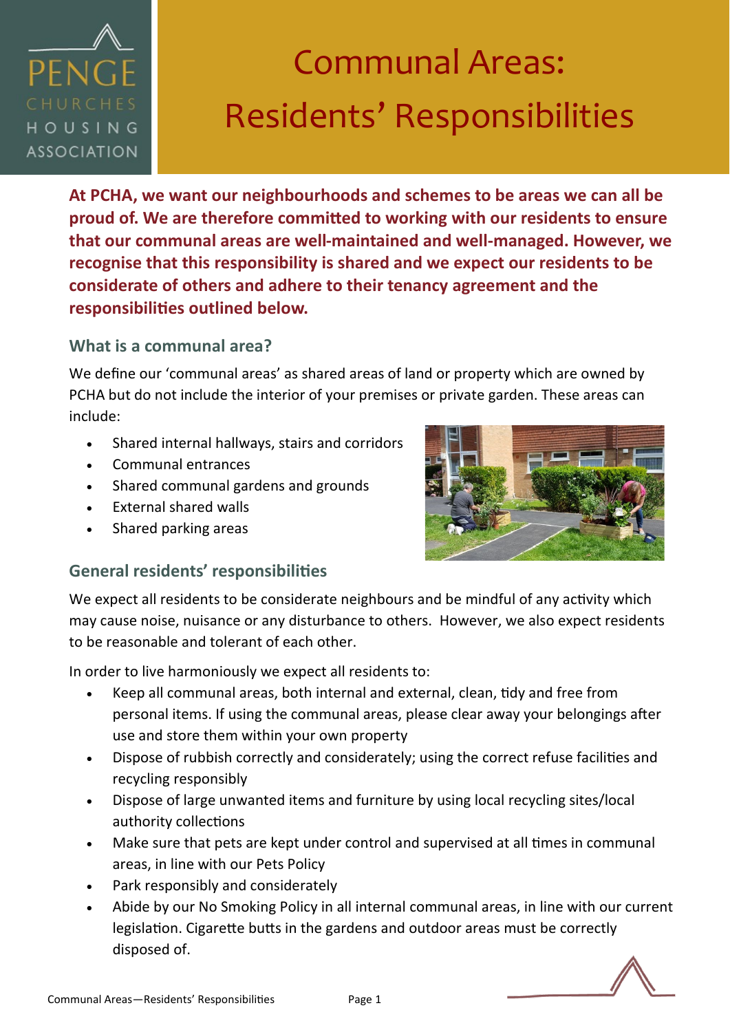# Communal Areas: Residents' Responsibilities

**At PCHA, we want our neighbourhoods and schemes to be areas we can all be proud of. We are therefore committed to working with our residents to ensure that our communal areas are well-maintained and well-managed. However, we recognise that this responsibility is shared and we expect our residents to be considerate of others and adhere to their tenancy agreement and the responsibilities outlined below.**

## What is a communal area?

We define our 'communal areas' as shared areas of land or property which are owned by PCHA but do not include the interior of your premises or private garden. These areas can include:

- Shared internal hallways, stairs and corridors
- Communal entrances
- Shared communal gardens and grounds
- External shared walls
- Shared parking areas

## General residents' responsibilities

We expect all residents to be considerate neighbours and be mindful of any activity which may cause noise, nuisance or any disturbance to others. However, we also expect residents to be reasonable and tolerant of each other.

In order to live harmoniously we expect all residents to:

- Keep all communal areas, both internal and external, clean, tidy and free from personal items. If using the communal areas, please clear away your belongings after use and store them within your own property
- Dispose of rubbish correctly and considerately; using the correct refuse facilities and recycling responsibly
- Dispose of large unwanted items and furniture by using local recycling sites/local authority collections
- Make sure that pets are kept under control and supervised at all times in communal areas, in line with our Pets Policy
- Park responsibly and considerately
- Abide by our No Smoking Policy in all internal communal areas, in line with our current legislation. Cigarette butts in the gardens and outdoor areas must be correctly disposed of.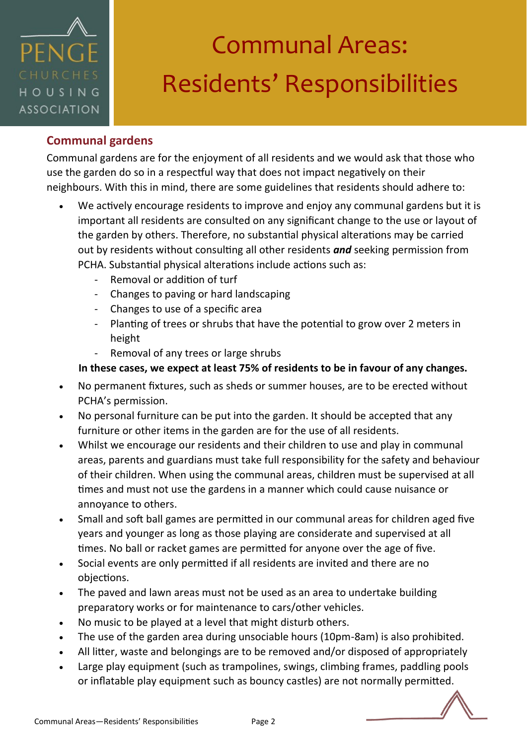# Communal Areas: Residents' Responsibilities

## Communal gardens

Communal gardens are for the enjoyment of all residents and we would ask that those who use the garden do so in a respectful way that does not impact negatively on their neighbours. With this in mind, there are some guidelines that residents should adhere to:

- We actively encourage residents to improve and enjoy any communal gardens but it is important all residents are consulted on any significant change to the use or layout of the garden by others. Therefore, no substantial physical alterations may be carried out by residents without consulting all other residents ***and*** seeking permission from PCHA. Substantial physical alterations include actions such as:
  - Removal or addition of turf
  - Changes to paving or hard landscaping
  - Changes to use of a specific area
  - Planting of trees or shrubs that have the potential to grow over 2 meters in height
  - Removal of any trees or large shrubs

  **In these cases, we expect at least 75% of residents to be in favour of any changes.**
- No permanent fixtures, such as sheds or summer houses, are to be erected without PCHA's permission.
- No personal furniture can be put into the garden. It should be accepted that any furniture or other items in the garden are for the use of all residents.
- Whilst we encourage our residents and their children to use and play in communal areas, parents and guardians must take full responsibility for the safety and behaviour of their children. When using the communal areas, children must be supervised at all times and must not use the gardens in a manner which could cause nuisance or annoyance to others.
- Small and soft ball games are permitted in our communal areas for children aged five years and younger as long as those playing are considerate and supervised at all times. No ball or racket games are permitted for anyone over the age of five.
- Social events are only permitted if all residents are invited and there are no objections.
- The paved and lawn areas must not be used as an area to undertake building preparatory works or for maintenance to cars/other vehicles.
- No music to be played at a level that might disturb others.
- The use of the garden area during unsociable hours (10pm-8am) is also prohibited.
- All litter, waste and belongings are to be removed and/or disposed of appropriately
- Large play equipment (such as trampolines, swings, climbing frames, paddling pools or inflatable play equipment such as bouncy castles) are not normally permitted.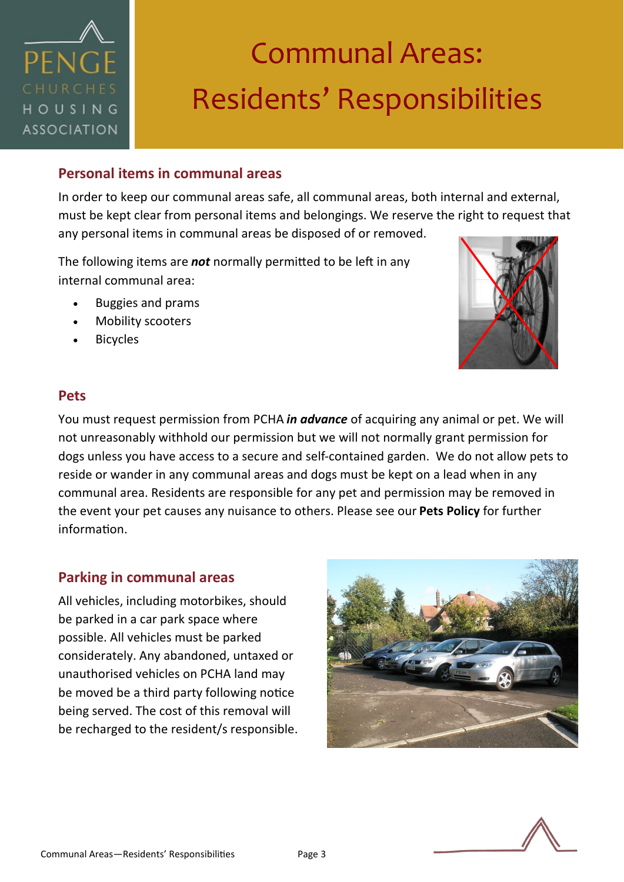# Communal Areas: Residents' Responsibilities

## Personal items in communal areas

In order to keep our communal areas safe, all communal areas, both internal and external, must be kept clear from personal items and belongings. We reserve the right to request that any personal items in communal areas be disposed of or removed.

The following items are ***not*** normally permitted to be left in any internal communal area:

- Buggies and prams
- Mobility scooters
- Bicycles

## Pets

You must request permission from PCHA ***in advance*** of acquiring any animal or pet. We will not unreasonably withhold our permission but we will not normally grant permission for dogs unless you have access to a secure and self-contained garden. We do not allow pets to reside or wander in any communal areas and dogs must be kept on a lead when in any communal area. Residents are responsible for any pet and permission may be removed in the event your pet causes any nuisance to others. Please see our **Pets Policy** for further information.

## Parking in communal areas

All vehicles, including motorbikes, should be parked in a car park space where possible. All vehicles must be parked considerately. Any abandoned, untaxed or unauthorised vehicles on PCHA land may be moved be a third party following notice being served. The cost of this removal will be recharged to the resident/s responsible.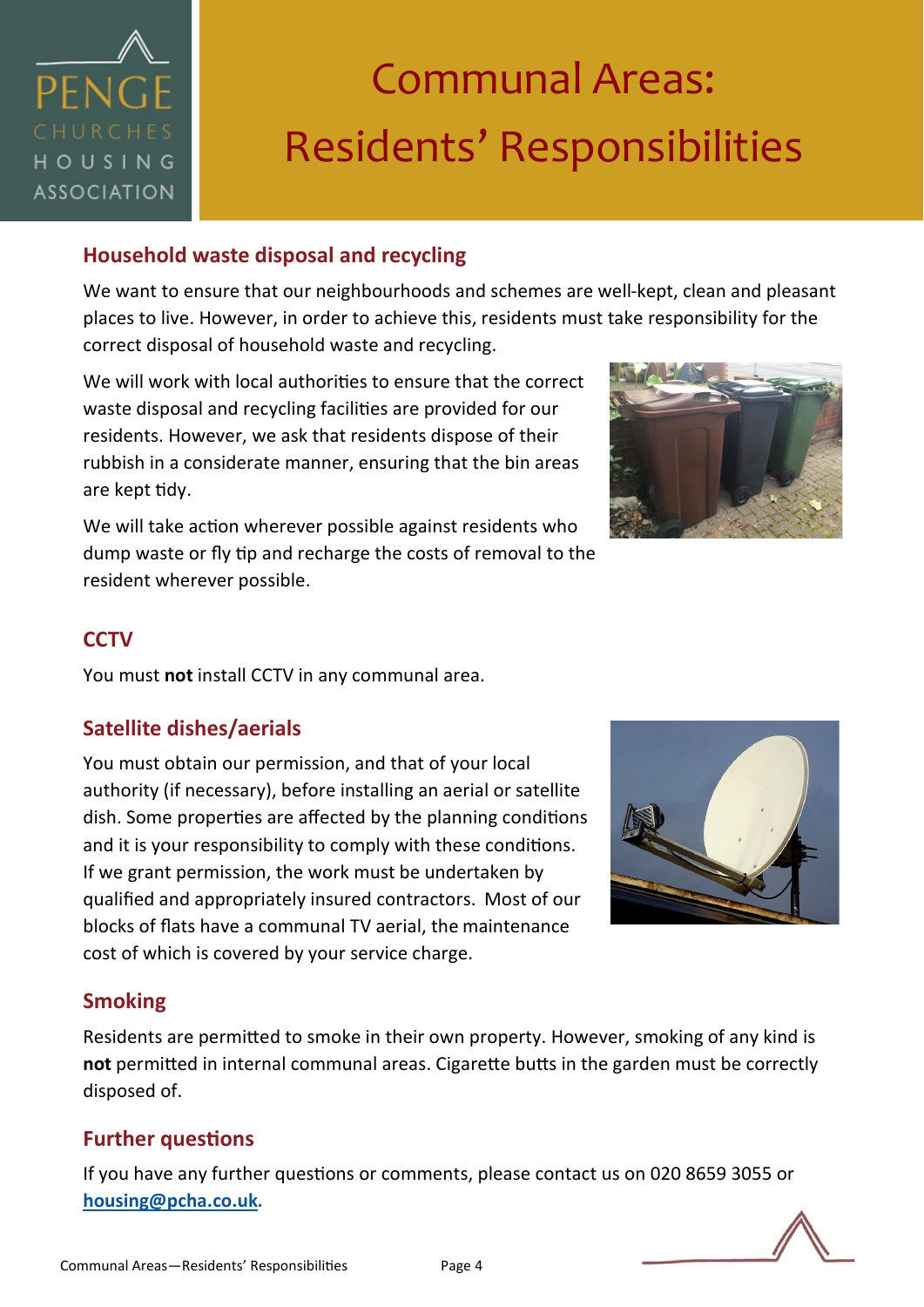PENGE CHURCHES HOUSING ASSOCIATION

# Communal Areas: Residents' Responsibilities

## Household waste disposal and recycling

We want to ensure that our neighbourhoods and schemes are well-kept, clean and pleasant places to live. However, in order to achieve this, residents must take responsibility for the correct disposal of household waste and recycling.

We will work with local authorities to ensure that the correct waste disposal and recycling facilities are provided for our residents. However, we ask that residents dispose of their rubbish in a considerate manner, ensuring that the bin areas are kept tidy.

We will take action wherever possible against residents who dump waste or fly tip and recharge the costs of removal to the resident wherever possible.

## CCTV

You must **not** install CCTV in any communal area.

## Satellite dishes/aerials

You must obtain our permission, and that of your local authority (if necessary), before installing an aerial or satellite dish. Some properties are affected by the planning conditions and it is your responsibility to comply with these conditions. If we grant permission, the work must be undertaken by qualified and appropriately insured contractors. Most of our blocks of flats have a communal TV aerial, the maintenance cost of which is covered by your service charge.

## Smoking

Residents are permitted to smoke in their own property. However, smoking of any kind is **not** permitted in internal communal areas. Cigarette butts in the garden must be correctly disposed of.

## Further questions

If you have any further questions or comments, please contact us on 020 8659 3055 or **housing@pcha.co.uk**.